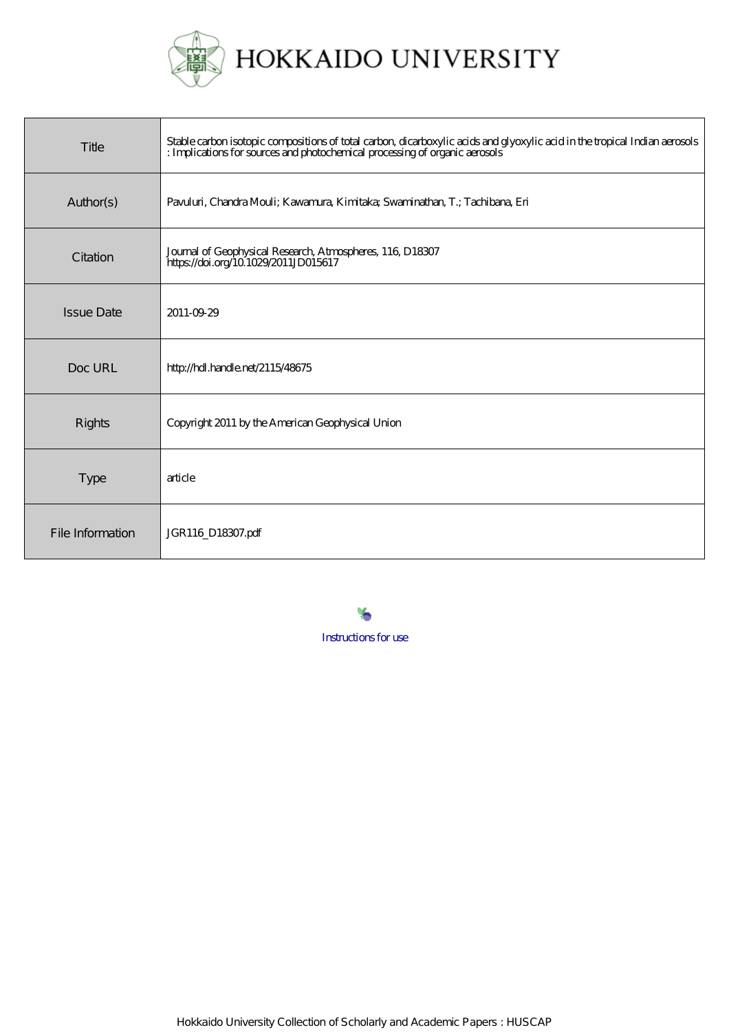# HOKKAIDO UNIVERSITY

| | |
|---|---|
| Title | Stable carbon isotopic compositions of total carbon, dicarboxylic acids and glyoxylic acid in the tropical Indian aerosols : Implications for sources and photochemical processing of organic aerosols |
| Author(s) | Pavuluri, Chandra Mouli; Kawamura, Kimitaka; Swaminathan, T.; Tachibana, Eri |
| Citation | Journal of Geophysical Research, Atmospheres, 116, D18307 https://doi.org/10.1029/2011JD015617 |
| Issue Date | 2011-09-29 |
| Doc URL | http://hdl.handle.net/2115/48675 |
| Rights | Copyright 2011 by the American Geophysical Union |
| Type | article |
| File Information | JGR116_D18307.pdf |

Instructions for use

Hokkaido University Collection of Scholarly and Academic Papers : HUSCAP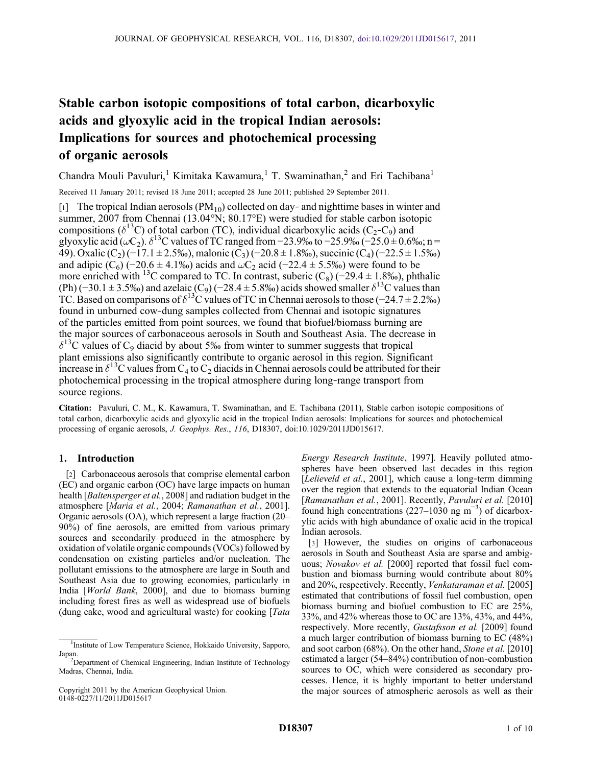# Stable carbon isotopic compositions of total carbon, dicarboxylic acids and glyoxylic acid in the tropical Indian aerosols: Implications for sources and photochemical processing of organic aerosols

Chandra Mouli Pavuluri,[1] Kimitaka Kawamura,[1] T. Swaminathan,[2] and Eri Tachibana[1]

Received 11 January 2011; revised 18 June 2011; accepted 28 June 2011; published 29 September 2011.

[1] The tropical Indian aerosols ($PM_{10}$) collected on day- and nighttime bases in winter and summer, 2007 from Chennai (13.04°N; 80.17°E) were studied for stable carbon isotopic compositions ($\delta^{13}C$) of total carbon (TC), individual dicarboxylic acids ($C_2$-$C_9$) and glyoxylic acid ($\omega C_2$). $\delta^{13}C$ values of TC ranged from −23.9‰ to −25.9‰ (−25.0 ± 0.6‰; n = 49). Oxalic ($C_2$) (−17.1 ± 2.5‰), malonic ($C_3$) (−20.8 ± 1.8‰), succinic ($C_4$) (−22.5 ± 1.5‰) and adipic ($C_6$) (−20.6 ± 4.1‰) acids and $\omega C_2$ acid (−22.4 ± 5.5‰) were found to be more enriched with $^{13}C$ compared to TC. In contrast, suberic ($C_8$) (−29.4 ± 1.8‰), phthalic (Ph) (−30.1 ± 3.5‰) and azelaic ($C_9$) (−28.4 ± 5.8‰) acids showed smaller $\delta^{13}C$ values than TC. Based on comparisons of $\delta^{13}C$ values of TC in Chennai aerosols to those (−24.7 ± 2.2‰) found in unburned cow-dung samples collected from Chennai and isotopic signatures of the particles emitted from point sources, we found that biofuel/biomass burning are the major sources of carbonaceous aerosols in South and Southeast Asia. The decrease in $\delta^{13}C$ values of $C_9$ diacid by about 5‰ from winter to summer suggests that tropical plant emissions also significantly contribute to organic aerosol in this region. Significant increase in $\delta^{13}C$ values from $C_4$ to $C_2$ diacids in Chennai aerosols could be attributed for their photochemical processing in the tropical atmosphere during long-range transport from source regions.

**Citation:** Pavuluri, C. M., K. Kawamura, T. Swaminathan, and E. Tachibana (2011), Stable carbon isotopic compositions of total carbon, dicarboxylic acids and glyoxylic acid in the tropical Indian aerosols: Implications for sources and photochemical processing of organic aerosols, *J. Geophys. Res.*, *116*, D18307, doi:10.1029/2011JD015617.

## 1. Introduction

[2] Carbonaceous aerosols that comprise elemental carbon (EC) and organic carbon (OC) have large impacts on human health [*Baltensperger et al.*, 2008] and radiation budget in the atmosphere [*Maria et al.*, 2004; *Ramanathan et al.*, 2001]. Organic aerosols (OA), which represent a large fraction (20–90%) of fine aerosols, are emitted from various primary sources and secondarily produced in the atmosphere by oxidation of volatile organic compounds (VOCs) followed by condensation on existing particles and/or nucleation. The pollutant emissions to the atmosphere are large in South and Southeast Asia due to growing economies, particularly in India [*World Bank*, 2000], and due to biomass burning including forest fires as well as widespread use of biofuels (dung cake, wood and agricultural waste) for cooking [*Tata Energy Research Institute*, 1997]. Heavily polluted atmospheres have been observed last decades in this region [*Lelieveld et al.*, 2001], which cause a long-term dimming over the region that extends to the equatorial Indian Ocean [*Ramanathan et al.*, 2001]. Recently, *Pavuluri et al.* [2010] found high concentrations (227–1030 ng $m^{-3}$) of dicarboxylic acids with high abundance of oxalic acid in the tropical Indian aerosols.

[3] However, the studies on origins of carbonaceous aerosols in South and Southeast Asia are sparse and ambiguous; *Novakov et al.* [2000] reported that fossil fuel combustion and biomass burning would contribute about 80% and 20%, respectively. Recently, *Venkataraman et al.* [2005] estimated that contributions of fossil fuel combustion, open biomass burning and biofuel combustion to EC are 25%, 33%, and 42% whereas those to OC are 13%, 43%, and 44%, respectively. More recently, *Gustafsson et al.* [2009] found a much larger contribution of biomass burning to EC (48%) and soot carbon (68%). On the other hand, *Stone et al.* [2010] estimated a larger (54–84%) contribution of non-combustion sources to OC, which were considered as secondary processes. Hence, it is highly important to better understand the major sources of atmospheric aerosols as well as their

[1] Institute of Low Temperature Science, Hokkaido University, Sapporo, Japan.

[2] Department of Chemical Engineering, Indian Institute of Technology Madras, Chennai, India.

Copyright 2011 by the American Geophysical Union.
0148-0227/11/2011JD015617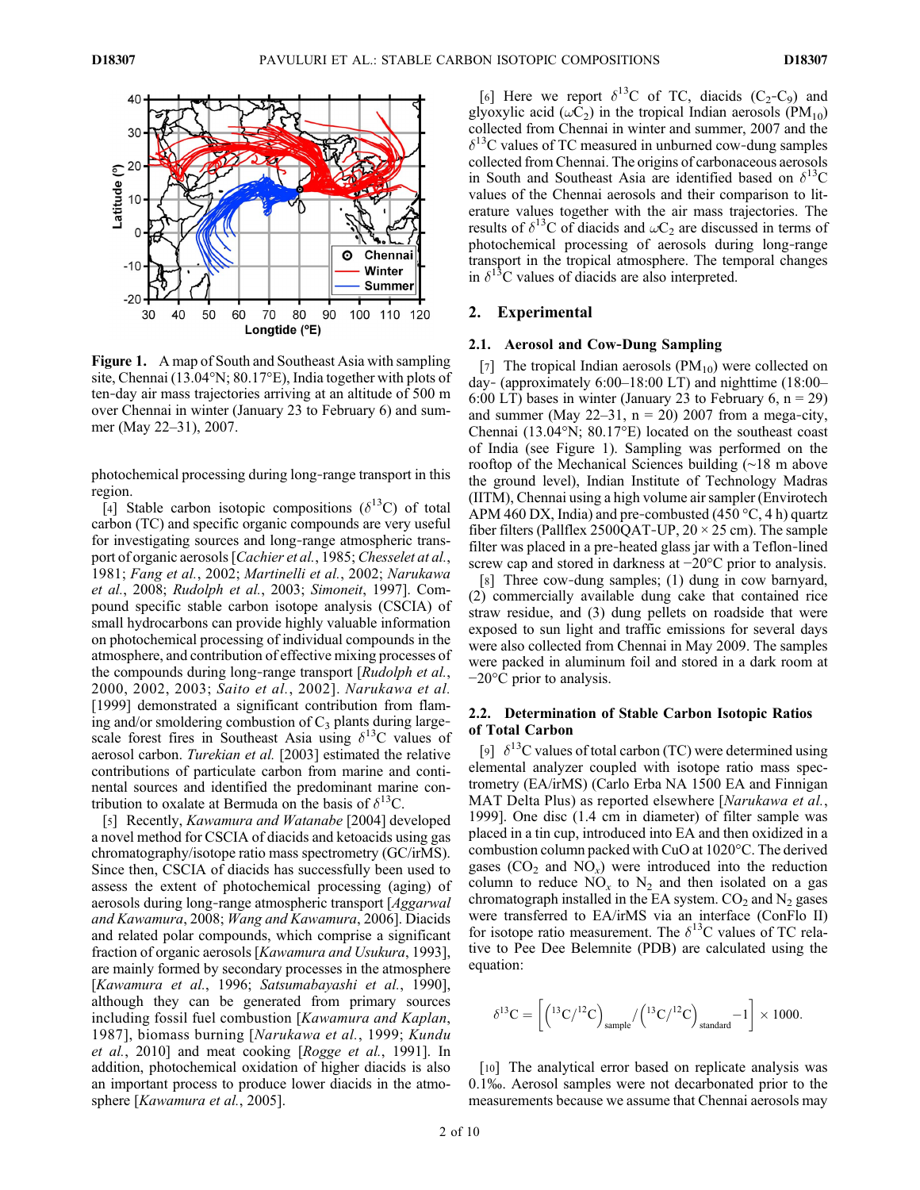**Figure 1.** A map of South and Southeast Asia with sampling site, Chennai (13.04°N; 80.17°E), India together with plots of ten-day air mass trajectories arriving at an altitude of 500 m over Chennai in winter (January 23 to February 6) and summer (May 22–31), 2007.

photochemical processing during long-range transport in this region.

[4] Stable carbon isotopic compositions ($\delta^{13}C$) of total carbon (TC) and specific organic compounds are very useful for investigating sources and long-range atmospheric transport of organic aerosols [*Cachier et al.*, 1985; *Chesselet at al.*, 1981; *Fang et al.*, 2002; *Martinelli et al.*, 2002; *Narukawa et al.*, 2008; *Rudolph et al.*, 2003; *Simoneit*, 1997]. Compound specific stable carbon isotope analysis (CSCIA) of small hydrocarbons can provide highly valuable information on photochemical processing of individual compounds in the atmosphere, and contribution of effective mixing processes of the compounds during long-range transport [*Rudolph et al.*, 2000, 2002, 2003; *Saito et al.*, 2002]. *Narukawa et al.* [1999] demonstrated a significant contribution from flaming and/or smoldering combustion of $C_3$ plants during large-scale forest fires in Southeast Asia using $\delta^{13}C$ values of aerosol carbon. *Turekian et al.* [2003] estimated the relative contributions of particulate carbon from marine and continental sources and identified the predominant marine contribution to oxalate at Bermuda on the basis of $\delta^{13}C$.

[5] Recently, *Kawamura and Watanabe* [2004] developed a novel method for CSCIA of diacids and ketoacids using gas chromatography/isotope ratio mass spectrometry (GC/irMS). Since then, CSCIA of diacids has successfully been used to assess the extent of photochemical processing (aging) of aerosols during long-range atmospheric transport [*Aggarwal and Kawamura*, 2008; *Wang and Kawamura*, 2006]. Diacids and related polar compounds, which comprise a significant fraction of organic aerosols [*Kawamura and Usukura*, 1993], are mainly formed by secondary processes in the atmosphere [*Kawamura et al.*, 1996; *Satsumabayashi et al.*, 1990], although they can be generated from primary sources including fossil fuel combustion [*Kawamura and Kaplan*, 1987], biomass burning [*Narukawa et al.*, 1999; *Kundu et al.*, 2010] and meat cooking [*Rogge et al.*, 1991]. In addition, photochemical oxidation of higher diacids is also an important process to produce lower diacids in the atmosphere [*Kawamura et al.*, 2005].

[6] Here we report $\delta^{13}C$ of TC, diacids ($C_2$-$C_9$) and glyoxylic acid ($\omega C_2$) in the tropical Indian aerosols ($PM_{10}$) collected from Chennai in winter and summer, 2007 and the $\delta^{13}C$ values of TC measured in unburned cow-dung samples collected from Chennai. The origins of carbonaceous aerosols in South and Southeast Asia are identified based on $\delta^{13}C$ values of the Chennai aerosols and their comparison to literature values together with the air mass trajectories. The results of $\delta^{13}C$ of diacids and $\omega C_2$ are discussed in terms of photochemical processing of aerosols during long-range transport in the tropical atmosphere. The temporal changes in $\delta^{13}C$ values of diacids are also interpreted.

## 2. Experimental

### 2.1. Aerosol and Cow-Dung Sampling

[7] The tropical Indian aerosols ($PM_{10}$) were collected on day- (approximately 6:00–18:00 LT) and nighttime (18:00–6:00 LT) bases in winter (January 23 to February 6, n = 29) and summer (May 22–31, n = 20) 2007 from a mega-city, Chennai (13.04°N; 80.17°E) located on the southeast coast of India (see Figure 1). Sampling was performed on the rooftop of the Mechanical Sciences building (~18 m above the ground level), Indian Institute of Technology Madras (IITM), Chennai using a high volume air sampler (Envirotech APM 460 DX, India) and pre-combusted (450 °C, 4 h) quartz fiber filters (Pallflex 2500QAT-UP, 20 × 25 cm). The sample filter was placed in a pre-heated glass jar with a Teflon-lined screw cap and stored in darkness at −20°C prior to analysis.

[8] Three cow-dung samples; (1) dung in cow barnyard, (2) commercially available dung cake that contained rice straw residue, and (3) dung pellets on roadside that were exposed to sun light and traffic emissions for several days were also collected from Chennai in May 2009. The samples were packed in aluminum foil and stored in a dark room at −20°C prior to analysis.

### 2.2. Determination of Stable Carbon Isotopic Ratios of Total Carbon

[9] $\delta^{13}C$ values of total carbon (TC) were determined using elemental analyzer coupled with isotope ratio mass spectrometry (EA/irMS) (Carlo Erba NA 1500 EA and Finnigan MAT Delta Plus) as reported elsewhere [*Narukawa et al.*, 1999]. One disc (1.4 cm in diameter) of filter sample was placed in a tin cup, introduced into EA and then oxidized in a combustion column packed with CuO at 1020°C. The derived gases ($CO_2$ and $NO_x$) were introduced into the reduction column to reduce $NO_x$ to $N_2$ and then isolated on a gas chromatograph installed in the EA system. $CO_2$ and $N_2$ gases were transferred to EA/irMS via an interface (ConFlo II) for isotope ratio measurement. The $\delta^{13}C$ values of TC relative to Pee Dee Belemnite (PDB) are calculated using the equation:

$$\delta^{13}C = \left[ \left( {}^{13}C/{}^{12}C \right)_{sample} / \left( {}^{13}C/{}^{12}C \right)_{standard} - 1 \right] \times 1000.$$

[10] The analytical error based on replicate analysis was 0.1‰. Aerosol samples were not decarbonated prior to the measurements because we assume that Chennai aerosols may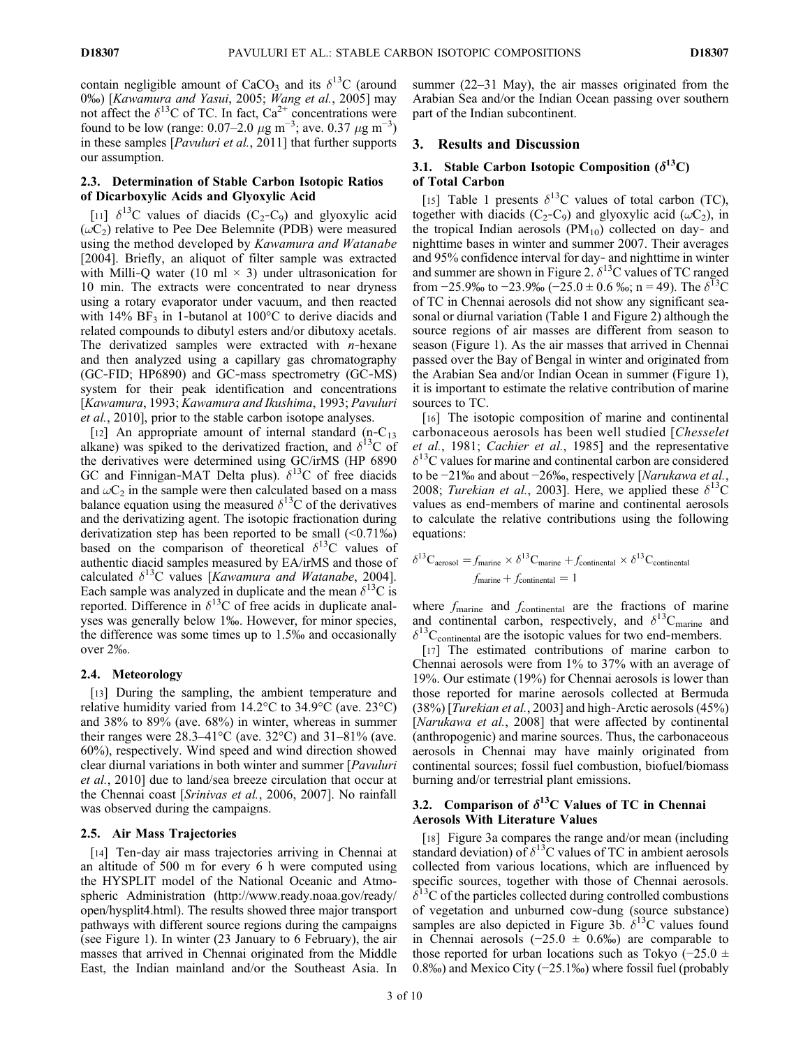contain negligible amount of $CaCO_3$ and its $\delta^{13}C$ (around 0‰) [*Kawamura and Yasui*, 2005; *Wang et al.*, 2005] may not affect the $\delta^{13}C$ of TC. In fact, $Ca^{2+}$ concentrations were found to be low (range: 0.07–2.0 $\mu g\ m^{-3}$; ave. 0.37 $\mu g\ m^{-3}$) in these samples [*Pavuluri et al.*, 2011] that further supports our assumption.

### 2.3. Determination of Stable Carbon Isotopic Ratios of Dicarboxylic Acids and Glyoxylic Acid

[11] $\delta^{13}C$ values of diacids ($C_2$-$C_9$) and glyoxylic acid ($\omega C_2$) relative to Pee Dee Belemnite (PDB) were measured using the method developed by *Kawamura and Watanabe* [2004]. Briefly, an aliquot of filter sample was extracted with Milli-Q water (10 ml × 3) under ultrasonication for 10 min. The extracts were concentrated to near dryness using a rotary evaporator under vacuum, and then reacted with 14% $BF_3$ in 1-butanol at 100°C to derive diacids and related compounds to dibutyl esters and/or dibutoxy acetals. The derivatized samples were extracted with *n*-hexane and then analyzed using a capillary gas chromatography (GC-FID; HP6890) and GC-mass spectrometry (GC-MS) system for their peak identification and concentrations [*Kawamura*, 1993; *Kawamura and Ikushima*, 1993; *Pavuluri et al.*, 2010], prior to the stable carbon isotope analyses.

[12] An appropriate amount of internal standard (n-$C_{13}$ alkane) was spiked to the derivatized fraction, and $\delta^{13}C$ of the derivatives were determined using GC/irMS (HP 6890 GC and Finnigan-MAT Delta plus). $\delta^{13}C$ of free diacids and $\omega C_2$ in the sample were then calculated based on a mass balance equation using the measured $\delta^{13}C$ of the derivatives and the derivatizing agent. The isotopic fractionation during derivatization step has been reported to be small (<0.71‰) based on the comparison of theoretical $\delta^{13}C$ values of authentic diacid samples measured by EA/irMS and those of calculated $\delta^{13}C$ values [*Kawamura and Watanabe*, 2004]. Each sample was analyzed in duplicate and the mean $\delta^{13}C$ is reported. Difference in $\delta^{13}C$ of free acids in duplicate analyses was generally below 1‰. However, for minor species, the difference was some times up to 1.5‰ and occasionally over 2‰.

### 2.4. Meteorology

[13] During the sampling, the ambient temperature and relative humidity varied from 14.2°C to 34.9°C (ave. 23°C) and 38% to 89% (ave. 68%) in winter, whereas in summer their ranges were 28.3–41°C (ave. 32°C) and 31–81% (ave. 60%), respectively. Wind speed and wind direction showed clear diurnal variations in both winter and summer [*Pavuluri et al.*, 2010] due to land/sea breeze circulation that occur at the Chennai coast [*Srinivas et al.*, 2006, 2007]. No rainfall was observed during the campaigns.

### 2.5. Air Mass Trajectories

[14] Ten-day air mass trajectories arriving in Chennai at an altitude of 500 m for every 6 h were computed using the HYSPLIT model of the National Oceanic and Atmospheric Administration (http://www.ready.noaa.gov/ready/open/hysplit4.html). The results showed three major transport pathways with different source regions during the campaigns (see Figure 1). In winter (23 January to 6 February), the air masses that arrived in Chennai originated from the Middle East, the Indian mainland and/or the Southeast Asia. In summer (22–31 May), the air masses originated from the Arabian Sea and/or the Indian Ocean passing over southern part of the Indian subcontinent.

## 3. Results and Discussion

### 3.1. Stable Carbon Isotopic Composition ($\delta^{13}C$) of Total Carbon

[15] Table 1 presents $\delta^{13}C$ values of total carbon (TC), together with diacids ($C_2$-$C_9$) and glyoxylic acid ($\omega C_2$), in the tropical Indian aerosols ($PM_{10}$) collected on day- and nighttime bases in winter and summer 2007. Their averages and 95% confidence interval for day- and nighttime in winter and summer are shown in Figure 2. $\delta^{13}C$ values of TC ranged from −25.9‰ to −23.9‰ (−25.0 ± 0.6 ‰; n = 49). The $\delta^{13}C$ of TC in Chennai aerosols did not show any significant seasonal or diurnal variation (Table 1 and Figure 2) although the source regions of air masses are different from season to season (Figure 1). As the air masses that arrived in Chennai passed over the Bay of Bengal in winter and originated from the Arabian Sea and/or Indian Ocean in summer (Figure 1), it is important to estimate the relative contribution of marine sources to TC.

[16] The isotopic composition of marine and continental carbonaceous aerosols has been well studied [*Chesselet et al.*, 1981; *Cachier et al.*, 1985] and the representative $\delta^{13}C$ values for marine and continental carbon are considered to be −21‰ and about −26‰, respectively [*Narukawa et al.*, 2008; *Turekian et al.*, 2003]. Here, we applied these $\delta^{13}C$ values as end-members of marine and continental aerosols to calculate the relative contributions using the following equations:

$$\delta^{13}C_{aerosol} = f_{marine} \times \delta^{13}C_{marine} + f_{continental} \times \delta^{13}C_{continental}$$

$$f_{marine} + f_{continental} = 1$$

where $f_{marine}$ and $f_{continental}$ are the fractions of marine and continental carbon, respectively, and $\delta^{13}C_{marine}$ and $\delta^{13}C_{continental}$ are the isotopic values for two end-members.

[17] The estimated contributions of marine carbon to Chennai aerosols were from 1% to 37% with an average of 19%. Our estimate (19%) for Chennai aerosols is lower than those reported for marine aerosols collected at Bermuda (38%) [*Turekian et al.*, 2003] and high-Arctic aerosols (45%) [*Narukawa et al.*, 2008] that were affected by continental (anthropogenic) and marine sources. Thus, the carbonaceous aerosols in Chennai may have mainly originated from continental sources; fossil fuel combustion, biofuel/biomass burning and/or terrestrial plant emissions.

### 3.2. Comparison of $\delta^{13}C$ Values of TC in Chennai Aerosols With Literature Values

[18] Figure 3a compares the range and/or mean (including standard deviation) of $\delta^{13}C$ values of TC in ambient aerosols collected from various locations, which are influenced by specific sources, together with those of Chennai aerosols. $\delta^{13}C$ of the particles collected during controlled combustions of vegetation and unburned cow-dung (source substance) samples are also depicted in Figure 3b. $\delta^{13}C$ values found in Chennai aerosols (−25.0 ± 0.6‰) are comparable to those reported for urban locations such as Tokyo (−25.0 ± 0.8‰) and Mexico City (−25.1‰) where fossil fuel (probably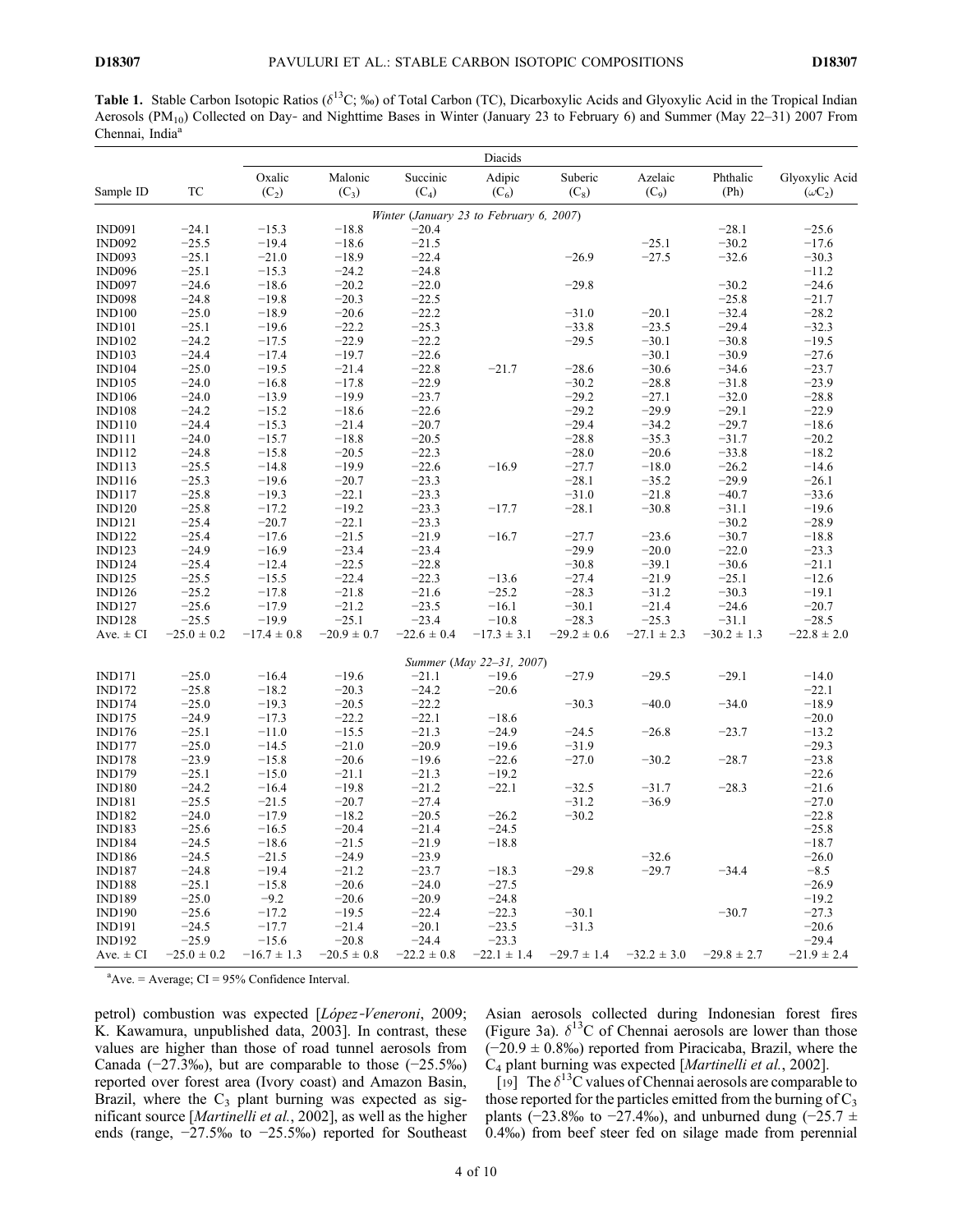**Table 1.** Stable Carbon Isotopic Ratios ($\delta^{13}C$; ‰) of Total Carbon (TC), Dicarboxylic Acids and Glyoxylic Acid in the Tropical Indian Aerosols ($PM_{10}$) Collected on Day- and Nighttime Bases in Winter (January 23 to February 6) and Summer (May 22–31) 2007 From Chennai, India[a]

| Sample ID | TC | Diacids | | | | | | | Glyoxylic Acid |
|---|---|---|---|---|---|---|---|---|---|
| | | Oxalic ($C_2$) | Malonic ($C_3$) | Succinic ($C_4$) | Adipic ($C_6$) | Suberic ($C_8$) | Azelaic ($C_9$) | Phthalic (Ph) | ($\omega C_2$) |
| *Winter (January 23 to February 6, 2007)* | | | | | | | | | |
| IND091 | −24.1 | −15.3 | −18.8 | −20.4 | | | | −28.1 | −25.6 |
| IND092 | −25.5 | −19.4 | −18.6 | −21.5 | | | −25.1 | −30.2 | −17.6 |
| IND093 | −25.1 | −21.0 | −18.9 | −22.4 | | −26.9 | −27.5 | −32.6 | −30.3 |
| IND096 | −25.1 | −15.3 | −24.2 | −24.8 | | | | | −11.2 |
| IND097 | −24.6 | −18.6 | −20.2 | −22.0 | | −29.8 | | −30.2 | −24.6 |
| IND098 | −24.8 | −19.8 | −20.3 | −22.5 | | | | −25.8 | −21.7 |
| IND100 | −25.0 | −18.9 | −20.6 | −22.2 | | −31.0 | −20.1 | −32.4 | −28.2 |
| IND101 | −25.1 | −19.6 | −22.2 | −25.3 | | −33.8 | −23.5 | −29.4 | −32.3 |
| IND102 | −24.2 | −17.5 | −22.9 | −22.2 | | −29.5 | −30.1 | −30.8 | −19.5 |
| IND103 | −24.4 | −17.4 | −19.7 | −22.6 | | | −30.1 | −30.9 | −27.6 |
| IND104 | −25.0 | −19.5 | −21.4 | −22.8 | −21.7 | −28.6 | −30.6 | −34.6 | −23.7 |
| IND105 | −24.0 | −16.8 | −17.8 | −22.9 | | −30.2 | −28.8 | −31.8 | −23.9 |
| IND106 | −24.0 | −13.9 | −19.9 | −23.7 | | −29.2 | −27.1 | −32.0 | −28.8 |
| IND108 | −24.2 | −15.2 | −18.6 | −22.6 | | −29.2 | −29.9 | −29.1 | −22.9 |
| IND110 | −24.4 | −15.3 | −21.4 | −20.7 | | −29.4 | −34.2 | −29.7 | −18.6 |
| IND111 | −24.0 | −15.7 | −18.8 | −20.5 | | −28.8 | −35.3 | −31.7 | −20.2 |
| IND112 | −24.8 | −15.8 | −20.5 | −22.3 | | −28.0 | −20.6 | −33.8 | −18.2 |
| IND113 | −25.5 | −14.8 | −19.9 | −22.6 | −16.9 | −27.7 | −18.0 | −26.2 | −14.6 |
| IND116 | −25.3 | −19.6 | −20.7 | −23.3 | | −28.1 | −35.2 | −29.9 | −26.1 |
| IND117 | −25.8 | −19.3 | −22.1 | −23.3 | | −31.0 | −21.8 | −40.7 | −33.6 |
| IND120 | −25.8 | −17.2 | −19.2 | −23.3 | −17.7 | −28.1 | −30.8 | −31.1 | −19.6 |
| IND121 | −25.4 | −20.7 | −22.1 | −23.3 | | | | −30.2 | −28.9 |
| IND122 | −25.4 | −17.6 | −21.5 | −21.9 | −16.7 | −27.7 | −23.6 | −30.7 | −18.8 |
| IND123 | −24.9 | −16.9 | −23.4 | −23.4 | | −29.9 | −20.0 | −22.0 | −23.3 |
| IND124 | −25.4 | −12.4 | −22.5 | −22.8 | | −30.8 | −39.1 | −30.6 | −21.1 |
| IND125 | −25.5 | −15.5 | −22.4 | −22.3 | −13.6 | −27.4 | −21.9 | −25.1 | −12.6 |
| IND126 | −25.2 | −17.8 | −21.8 | −21.6 | −25.2 | −28.3 | −31.2 | −30.3 | −19.1 |
| IND127 | −25.6 | −17.9 | −21.2 | −23.5 | −16.1 | −30.1 | −21.4 | −24.6 | −20.7 |
| IND128 | −25.5 | −19.9 | −25.1 | −23.4 | −10.8 | −28.3 | −25.3 | −31.1 | −28.5 |
| Ave. ± CI | −25.0 ± 0.2 | −17.4 ± 0.8 | −20.9 ± 0.7 | −22.6 ± 0.4 | −17.3 ± 3.1 | −29.2 ± 0.6 | −27.1 ± 2.3 | −30.2 ± 1.3 | −22.8 ± 2.0 |
| *Summer (May 22–31, 2007)* | | | | | | | | | |
| IND171 | −25.0 | −16.4 | −19.6 | −21.1 | −19.6 | −27.9 | −29.5 | −29.1 | −14.0 |
| IND172 | −25.8 | −18.2 | −20.3 | −24.2 | −20.6 | | | | −22.1 |
| IND174 | −25.0 | −19.3 | −20.5 | −22.2 | | −30.3 | −40.0 | −34.0 | −18.9 |
| IND175 | −24.9 | −17.3 | −22.2 | −22.1 | −18.6 | | | | −20.0 |
| IND176 | −25.1 | −11.0 | −15.5 | −21.3 | −24.9 | −24.5 | −26.8 | −23.7 | −13.2 |
| IND177 | −25.0 | −14.5 | −21.0 | −20.9 | −19.6 | −31.9 | | | −29.3 |
| IND178 | −23.9 | −15.8 | −20.6 | −19.6 | −22.6 | −27.0 | −30.2 | −28.7 | −23.8 |
| IND179 | −25.1 | −15.0 | −21.1 | −21.3 | −19.2 | | | | −22.6 |
| IND180 | −24.2 | −16.4 | −19.8 | −21.2 | −22.1 | −32.5 | −31.7 | −28.3 | −21.6 |
| IND181 | −25.5 | −21.5 | −20.7 | −27.4 | | −31.2 | −36.9 | | −27.0 |
| IND182 | −24.0 | −17.9 | −18.2 | −20.5 | −26.2 | −30.2 | | | −22.8 |
| IND183 | −25.6 | −16.5 | −20.4 | −21.4 | −24.5 | | | | −25.8 |
| IND184 | −24.5 | −18.6 | −21.5 | −21.9 | −18.8 | | | | −18.7 |
| IND186 | −24.5 | −21.5 | −24.9 | −23.9 | | | −32.6 | | −26.0 |
| IND187 | −24.8 | −19.4 | −21.2 | −23.7 | −18.3 | −29.8 | −29.7 | −34.4 | −8.5 |
| IND188 | −25.1 | −15.8 | −20.6 | −24.0 | −27.5 | | | | −26.9 |
| IND189 | −25.0 | −9.2 | −20.6 | −20.9 | −24.8 | | | | −19.2 |
| IND190 | −25.6 | −17.2 | −19.5 | −22.4 | −22.3 | −30.1 | | −30.7 | −27.3 |
| IND191 | −24.5 | −17.7 | −21.4 | −20.1 | −23.5 | −31.3 | | | −20.6 |
| IND192 | −25.9 | −15.6 | −20.8 | −24.4 | −23.3 | | | | −29.4 |
| Ave. ± CI | −25.0 ± 0.2 | −16.7 ± 1.3 | −20.5 ± 0.8 | −22.2 ± 0.8 | −22.1 ± 1.4 | −29.7 ± 1.4 | −32.2 ± 3.0 | −29.8 ± 2.7 | −21.9 ± 2.4 |

[a]Ave. = Average; CI = 95% Confidence Interval.

petrol) combustion was expected [*López-Veneroni*, 2009; K. Kawamura, unpublished data, 2003]. In contrast, these values are higher than those of road tunnel aerosols from Canada (−27.3‰), but are comparable to those (−25.5‰) reported over forest area (Ivory coast) and Amazon Basin, Brazil, where the $C_3$ plant burning was expected as significant source [*Martinelli et al.*, 2002], as well as the higher ends (range, −27.5‰ to −25.5‰) reported for Southeast Asian aerosols collected during Indonesian forest fires (Figure 3a). $\delta^{13}C$ of Chennai aerosols are lower than those (−20.9 ± 0.8‰) reported from Piracicaba, Brazil, where the $C_4$ plant burning was expected [*Martinelli et al.*, 2002].

[19] The $\delta^{13}C$ values of Chennai aerosols are comparable to those reported for the particles emitted from the burning of $C_3$ plants (−23.8‰ to −27.4‰), and unburned dung (−25.7 ± 0.4‰) from beef steer fed on silage made from perennial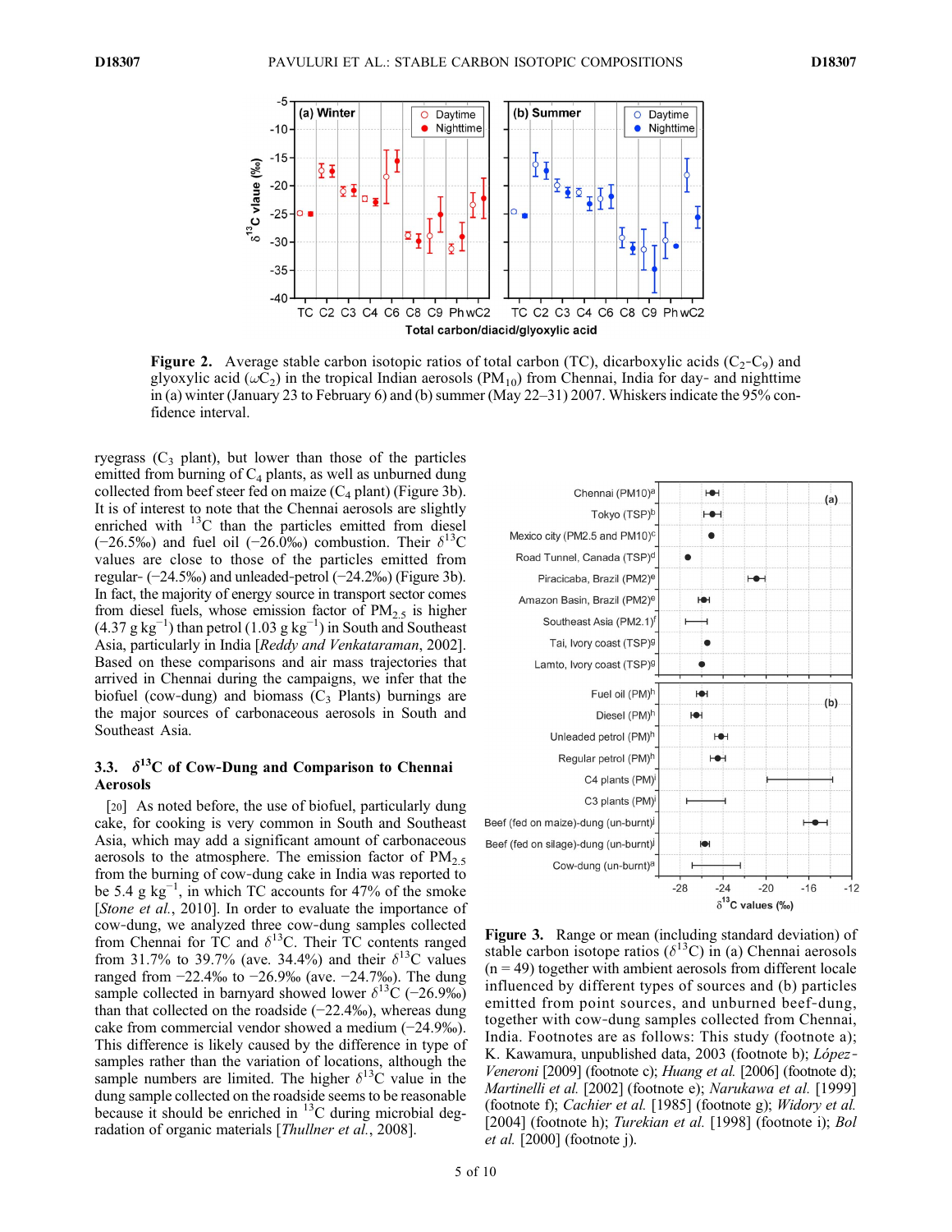Figure 2. Average stable carbon isotopic ratios of total carbon (TC), dicarboxylic acids ($C_2$-$C_9$) and glyoxylic acid ($\omega C_2$) in the tropical Indian aerosols ($PM_{10}$) from Chennai, India for day- and nighttime in (a) winter (January 23 to February 6) and (b) summer (May 22–31) 2007. Whiskers indicate the 95% confidence interval.

ryegrass ($C_3$ plant), but lower than those of the particles emitted from burning of $C_4$ plants, as well as unburned dung collected from beef steer fed on maize ($C_4$ plant) (Figure 3b). It is of interest to note that the Chennai aerosols are slightly enriched with $^{13}C$ than the particles emitted from diesel (−26.5‰) and fuel oil (−26.0‰) combustion. Their $\delta^{13}C$ values are close to those of the particles emitted from regular- (−24.5‰) and unleaded-petrol (−24.2‰) (Figure 3b). In fact, the majority of energy source in transport sector comes from diesel fuels, whose emission factor of $PM_{2.5}$ is higher (4.37 g $kg^{-1}$) than petrol (1.03 g $kg^{-1}$) in South and Southeast Asia, particularly in India [*Reddy and Venkataraman*, 2002]. Based on these comparisons and air mass trajectories that arrived in Chennai during the campaigns, we infer that the biofuel (cow-dung) and biomass ($C_3$ Plants) burnings are the major sources of carbonaceous aerosols in South and Southeast Asia.

### 3.3. $\delta^{13}C$ of Cow-Dung and Comparison to Chennai Aerosols

[20] As noted before, the use of biofuel, particularly dung cake, for cooking is very common in South and Southeast Asia, which may add a significant amount of carbonaceous aerosols to the atmosphere. The emission factor of $PM_{2.5}$ from the burning of cow-dung cake in India was reported to be 5.4 g $kg^{-1}$, in which TC accounts for 47% of the smoke [*Stone et al.*, 2010]. In order to evaluate the importance of cow-dung, we analyzed three cow-dung samples collected from Chennai for TC and $\delta^{13}C$. Their TC contents ranged from 31.7% to 39.7% (ave. 34.4%) and their $\delta^{13}C$ values ranged from −22.4‰ to −26.9‰ (ave. −24.7‰). The dung sample collected in barnyard showed lower $\delta^{13}C$ (−26.9‰) than that collected on the roadside (−22.4‰), whereas dung cake from commercial vendor showed a medium (−24.9‰). This difference is likely caused by the difference in type of samples rather than the variation of locations, although the sample numbers are limited. The higher $\delta^{13}C$ value in the dung sample collected on the roadside seems to be reasonable because it should be enriched in $^{13}C$ during microbial degradation of organic materials [*Thullner et al.*, 2008].

Figure 3. Range or mean (including standard deviation) of stable carbon isotope ratios ($\delta^{13}C$) in (a) Chennai aerosols (n = 49) together with ambient aerosols from different locale influenced by different types of sources and (b) particles emitted from point sources, and unburned beef-dung, together with cow-dung samples collected from Chennai, India. Footnotes are as follows: This study (footnote a); K. Kawamura, unpublished data, 2003 (footnote b); *López-Veneroni* [2009] (footnote c); *Huang et al.* [2006] (footnote d); *Martinelli et al.* [2002] (footnote e); *Narukawa et al.* [1999] (footnote f); *Cachier et al.* [1985] (footnote g); *Widory et al.* [2004] (footnote h); *Turekian et al.* [1998] (footnote i); *Bol et al.* [2000] (footnote j).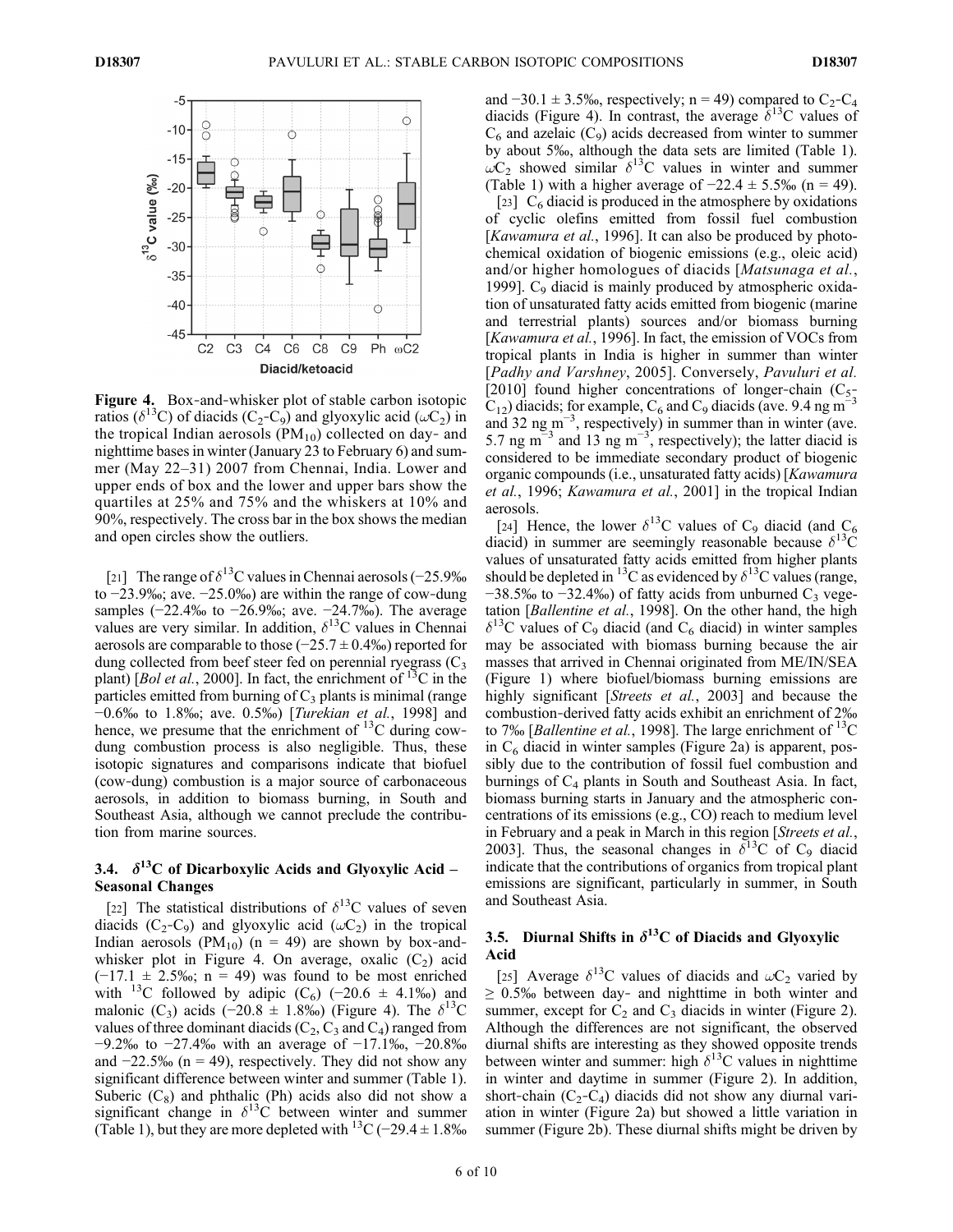**Figure 4.** Box-and-whisker plot of stable carbon isotopic ratios ($\delta^{13}C$) of diacids ($C_2$-$C_9$) and glyoxylic acid ($\omega C_2$) in the tropical Indian aerosols ($PM_{10}$) collected on day- and nighttime bases in winter (January 23 to February 6) and summer (May 22–31) 2007 from Chennai, India. Lower and upper ends of box and the lower and upper bars show the quartiles at 25% and 75% and the whiskers at 10% and 90%, respectively. The cross bar in the box shows the median and open circles show the outliers.

[21] The range of $\delta^{13}C$ values in Chennai aerosols (−25.9‰ to −23.9‰; ave. −25.0‰) are within the range of cow-dung samples (−22.4‰ to −26.9‰; ave. −24.7‰). The average values are very similar. In addition, $\delta^{13}C$ values in Chennai aerosols are comparable to those (−25.7 ± 0.4‰) reported for dung collected from beef steer fed on perennial ryegrass ($C_3$ plant) [*Bol et al.*, 2000]. In fact, the enrichment of $^{13}C$ in the particles emitted from burning of $C_3$ plants is minimal (range −0.6‰ to 1.8‰; ave. 0.5‰) [*Turekian et al.*, 1998] and hence, we presume that the enrichment of $^{13}C$ during cow-dung combustion process is also negligible. Thus, these isotopic signatures and comparisons indicate that biofuel (cow-dung) combustion is a major source of carbonaceous aerosols, in addition to biomass burning, in South and Southeast Asia, although we cannot preclude the contribution from marine sources.

### 3.4. $\delta^{13}C$ of Dicarboxylic Acids and Glyoxylic Acid – Seasonal Changes

[22] The statistical distributions of $\delta^{13}C$ values of seven diacids ($C_2$-$C_9$) and glyoxylic acid ($\omega C_2$) in the tropical Indian aerosols ($PM_{10}$) (n = 49) are shown by box-and-whisker plot in Figure 4. On average, oxalic ($C_2$) acid (−17.1 ± 2.5‰; n = 49) was found to be most enriched with $^{13}C$ followed by adipic ($C_6$) (−20.6 ± 4.1‰) and malonic ($C_3$) acids (−20.8 ± 1.8‰) (Figure 4). The $\delta^{13}C$ values of three dominant diacids ($C_2$, $C_3$ and $C_4$) ranged from −9.2‰ to −27.4‰ with an average of −17.1‰, −20.8‰ and −22.5‰ (n = 49), respectively. They did not show any significant difference between winter and summer (Table 1). Suberic ($C_8$) and phthalic (Ph) acids also did not show a significant change in $\delta^{13}C$ between winter and summer (Table 1), but they are more depleted with $^{13}C$ (−29.4 ± 1.8‰ and −30.1 ± 3.5‰, respectively; n = 49) compared to $C_2$-$C_4$ diacids (Figure 4). In contrast, the average $\delta^{13}C$ values of $C_6$ and azelaic ($C_9$) acids decreased from winter to summer by about 5‰, although the data sets are limited (Table 1). $\omega C_2$ showed similar $\delta^{13}C$ values in winter and summer (Table 1) with a higher average of −22.4 ± 5.5‰ (n = 49).

[23] $C_6$ diacid is produced in the atmosphere by oxidations of cyclic olefins emitted from fossil fuel combustion [*Kawamura et al.*, 1996]. It can also be produced by photochemical oxidation of biogenic emissions (e.g., oleic acid) and/or higher homologues of diacids [*Matsunaga et al.*, 1999]. $C_9$ diacid is mainly produced by atmospheric oxidation of unsaturated fatty acids emitted from biogenic (marine and terrestrial plants) sources and/or biomass burning [*Kawamura et al.*, 1996]. In fact, the emission of VOCs from tropical plants in India is higher in summer than winter [*Padhy and Varshney*, 2005]. Conversely, *Pavuluri et al.* [2010] found higher concentrations of longer-chain ($C_5$-$C_{12}$) diacids; for example, $C_6$ and $C_9$ diacids (ave. 9.4 ng m$^{-3}$ and 32 ng m$^{-3}$, respectively) in summer than in winter (ave. 5.7 ng m$^{-3}$ and 13 ng m$^{-3}$, respectively); the latter diacid is considered to be immediate secondary product of biogenic organic compounds (i.e., unsaturated fatty acids) [*Kawamura et al.*, 1996; *Kawamura et al.*, 2001] in the tropical Indian aerosols.

[24] Hence, the lower $\delta^{13}C$ values of $C_9$ diacid (and $C_6$ diacid) in summer are seemingly reasonable because $\delta^{13}C$ values of unsaturated fatty acids emitted from higher plants should be depleted in $^{13}C$ as evidenced by $\delta^{13}C$ values (range, −38.5‰ to −32.4‰) of fatty acids from unburned $C_3$ vegetation [*Ballentine et al.*, 1998]. On the other hand, the high $\delta^{13}C$ values of $C_9$ diacid (and $C_6$ diacid) in winter samples may be associated with biomass burning because the air masses that arrived in Chennai originated from ME/IN/SEA (Figure 1) where biofuel/biomass burning emissions are highly significant [*Streets et al.*, 2003] and because the combustion-derived fatty acids exhibit an enrichment of 2‰ to 7‰ [*Ballentine et al.*, 1998]. The large enrichment of $^{13}C$ in $C_6$ diacid in winter samples (Figure 2a) is apparent, possibly due to the contribution of fossil fuel combustion and burnings of $C_4$ plants in South and Southeast Asia. In fact, biomass burning starts in January and the atmospheric concentrations of its emissions (e.g., CO) reach to medium level in February and a peak in March in this region [*Streets et al.*, 2003]. Thus, the seasonal changes in $\delta^{13}C$ of $C_9$ diacid indicate that the contributions of organics from tropical plant emissions are significant, particularly in summer, in South and Southeast Asia.

### 3.5. Diurnal Shifts in $\delta^{13}C$ of Diacids and Glyoxylic Acid

[25] Average $\delta^{13}C$ values of diacids and $\omega C_2$ varied by ≥ 0.5‰ between day- and nighttime in both winter and summer, except for $C_2$ and $C_3$ diacids in winter (Figure 2). Although the differences are not significant, the observed diurnal shifts are interesting as they showed opposite trends between winter and summer: high $\delta^{13}C$ values in nighttime in winter and daytime in summer (Figure 2). In addition, short-chain ($C_2$-$C_4$) diacids did not show any diurnal variation in winter (Figure 2a) but showed a little variation in summer (Figure 2b). These diurnal shifts might be driven by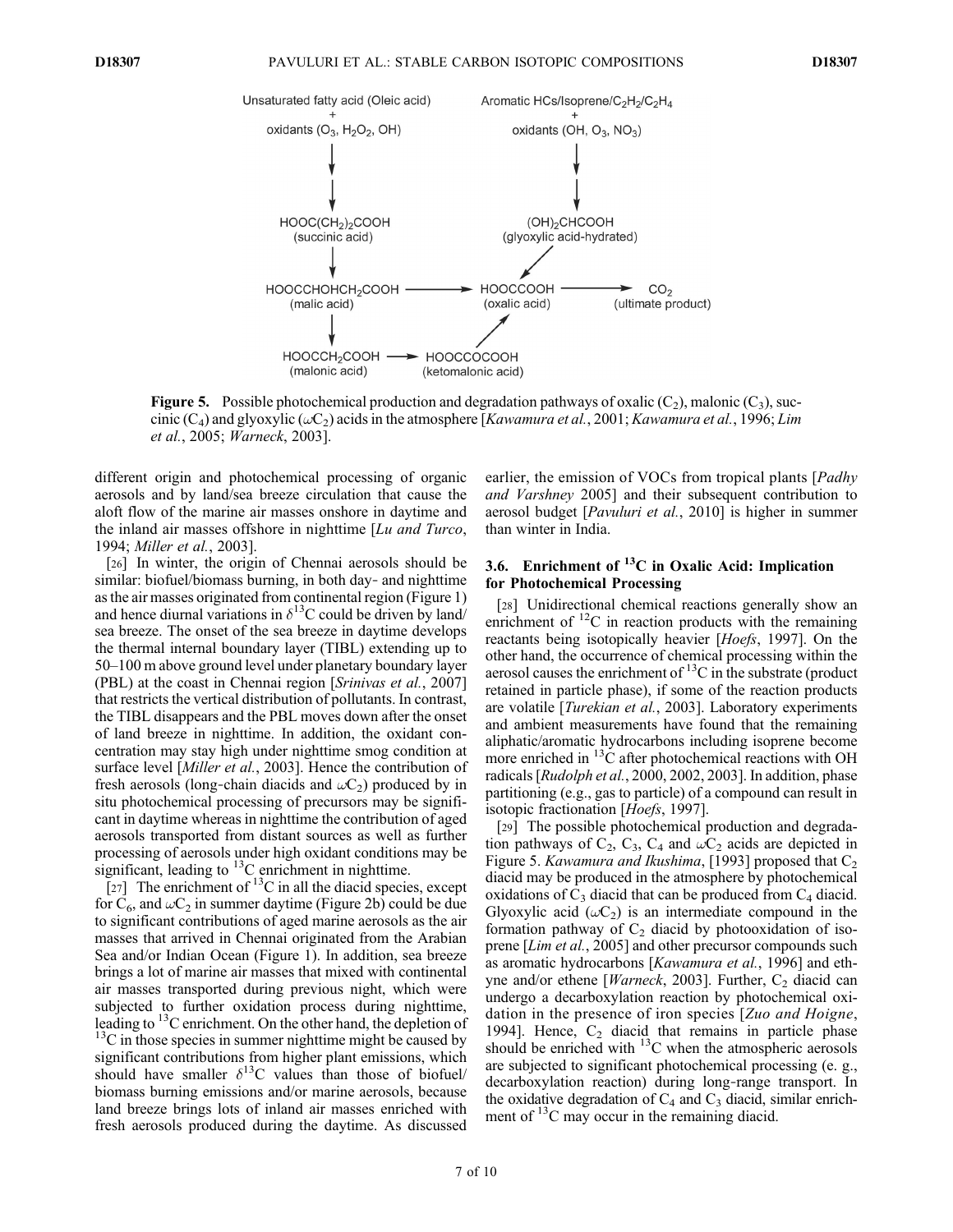Unsaturated fatty acid (Oleic acid) + oxidants ($O_3$, $H_2O_2$, OH)

Aromatic HCs/Isoprene/$C_2H_2$/$C_2H_4$ + oxidants (OH, $O_3$, $NO_3$)

$HOOC(CH_2)_2COOH$ (succinic acid)

$(OH)_2CHCOOH$ (glyoxylic acid-hydrated)

$HOOCCHOHCH_2COOH$ (malic acid) → HOOCCOOH (oxalic acid) → $CO_2$ (ultimate product)

$HOOCCH_2COOH$ (malonic acid) → HOOCCOCOOH (ketomalonic acid)

**Figure 5.** Possible photochemical production and degradation pathways of oxalic ($C_2$), malonic ($C_3$), succinic ($C_4$) and glyoxylic ($\omega C_2$) acids in the atmosphere [*Kawamura et al.*, 2001; *Kawamura et al.*, 1996; *Lim et al.*, 2005; *Warneck*, 2003].

different origin and photochemical processing of organic aerosols and by land/sea breeze circulation that cause the aloft flow of the marine air masses onshore in daytime and the inland air masses offshore in nighttime [*Lu and Turco*, 1994; *Miller et al.*, 2003].

[26] In winter, the origin of Chennai aerosols should be similar: biofuel/biomass burning, in both day- and nighttime as the air masses originated from continental region (Figure 1) and hence diurnal variations in $\delta^{13}C$ could be driven by land/sea breeze. The onset of the sea breeze in daytime develops the thermal internal boundary layer (TIBL) extending up to 50–100 m above ground level under planetary boundary layer (PBL) at the coast in Chennai region [*Srinivas et al.*, 2007] that restricts the vertical distribution of pollutants. In contrast, the TIBL disappears and the PBL moves down after the onset of land breeze in nighttime. In addition, the oxidant concentration may stay high under nighttime smog condition at surface level [*Miller et al.*, 2003]. Hence the contribution of fresh aerosols (long-chain diacids and $\omega C_2$) produced by in situ photochemical processing of precursors may be significant in daytime whereas in nighttime the contribution of aged aerosols transported from distant sources as well as further processing of aerosols under high oxidant conditions may be significant, leading to $^{13}C$ enrichment in nighttime.

[27] The enrichment of $^{13}C$ in all the diacid species, except for $C_6$, and $\omega C_2$ in summer daytime (Figure 2b) could be due to significant contributions of aged marine aerosols as the air masses that arrived in Chennai originated from the Arabian Sea and/or Indian Ocean (Figure 1). In addition, sea breeze brings a lot of marine air masses that mixed with continental air masses transported during previous night, which were subjected to further oxidation process during nighttime, leading to $^{13}C$ enrichment. On the other hand, the depletion of $^{13}C$ in those species in summer nighttime might be caused by significant contributions from higher plant emissions, which should have smaller $\delta^{13}C$ values than those of biofuel/biomass burning emissions and/or marine aerosols, because land breeze brings lots of inland air masses enriched with fresh aerosols produced during the daytime. As discussed earlier, the emission of VOCs from tropical plants [*Padhy and Varshney* 2005] and their subsequent contribution to aerosol budget [*Pavuluri et al.*, 2010] is higher in summer than winter in India.

### 3.6. Enrichment of $^{13}C$ in Oxalic Acid: Implication for Photochemical Processing

[28] Unidirectional chemical reactions generally show an enrichment of $^{12}C$ in reaction products with the remaining reactants being isotopically heavier [*Hoefs*, 1997]. On the other hand, the occurrence of chemical processing within the aerosol causes the enrichment of $^{13}C$ in the substrate (product retained in particle phase), if some of the reaction products are volatile [*Turekian et al.*, 2003]. Laboratory experiments and ambient measurements have found that the remaining aliphatic/aromatic hydrocarbons including isoprene become more enriched in $^{13}C$ after photochemical reactions with OH radicals [*Rudolph et al.*, 2000, 2002, 2003]. In addition, phase partitioning (e.g., gas to particle) of a compound can result in isotopic fractionation [*Hoefs*, 1997].

[29] The possible photochemical production and degradation pathways of $C_2$, $C_3$, $C_4$ and $\omega C_2$ acids are depicted in Figure 5. *Kawamura and Ikushima*, [1993] proposed that $C_2$ diacid may be produced in the atmosphere by photochemical oxidations of $C_3$ diacid that can be produced from $C_4$ diacid. Glyoxylic acid ($\omega C_2$) is an intermediate compound in the formation pathway of $C_2$ diacid by photooxidation of isoprene [*Lim et al.*, 2005] and other precursor compounds such as aromatic hydrocarbons [*Kawamura et al.*, 1996] and ethyne and/or ethene [*Warneck*, 2003]. Further, $C_2$ diacid can undergo a decarboxylation reaction by photochemical oxidation in the presence of iron species [*Zuo and Hoigne*, 1994]. Hence, $C_2$ diacid that remains in particle phase should be enriched with $^{13}C$ when the atmospheric aerosols are subjected to significant photochemical processing (e. g., decarboxylation reaction) during long-range transport. In the oxidative degradation of $C_4$ and $C_3$ diacid, similar enrichment of $^{13}C$ may occur in the remaining diacid.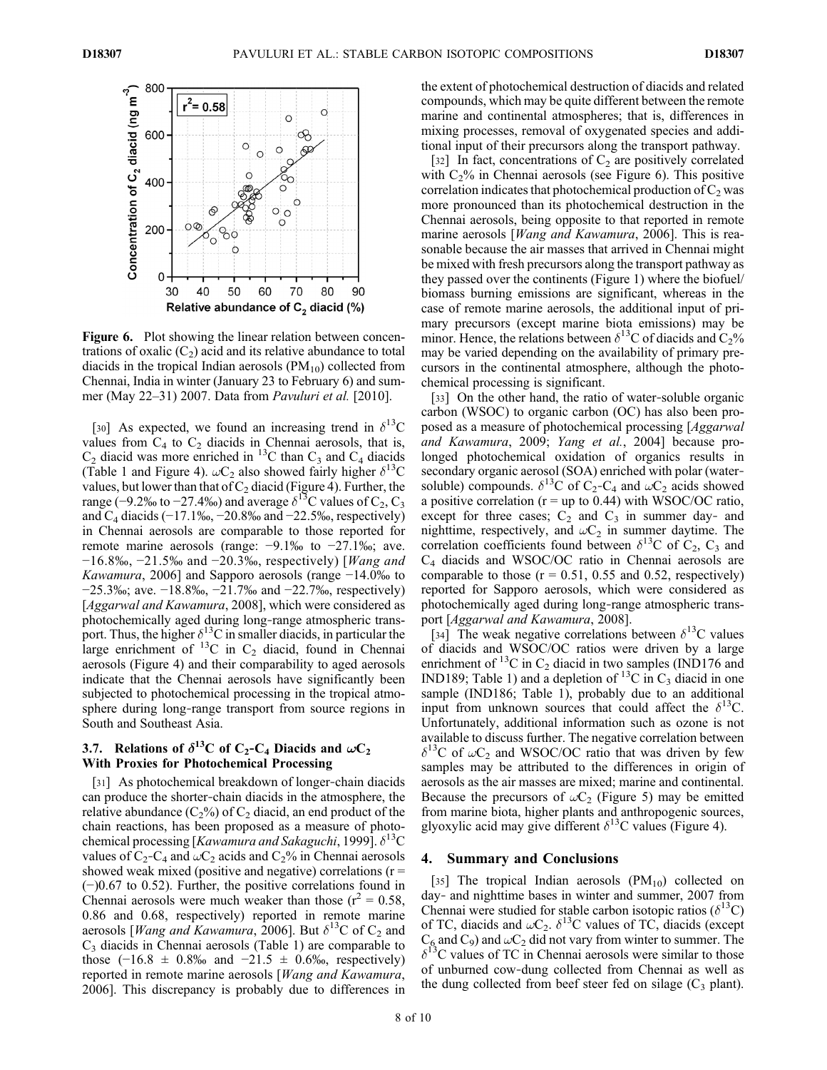Figure 6. Plot showing the linear relation between concentrations of oxalic ($C_2$) acid and its relative abundance to total diacids in the tropical Indian aerosols ($PM_{10}$) collected from Chennai, India in winter (January 23 to February 6) and summer (May 22–31) 2007. Data from *Pavuluri et al.* [2010].

[30] As expected, we found an increasing trend in $\delta^{13}C$ values from $C_4$ to $C_2$ diacids in Chennai aerosols, that is, $C_2$ diacid was more enriched in $^{13}C$ than $C_3$ and $C_4$ diacids (Table 1 and Figure 4). $\omega C_2$ also showed fairly higher $\delta^{13}C$ values, but lower than that of $C_2$ diacid (Figure 4). Further, the range (−9.2‰ to −27.4‰) and average $\delta^{13}C$ values of $C_2$, $C_3$ and $C_4$ diacids (−17.1‰, −20.8‰ and −22.5‰, respectively) in Chennai aerosols are comparable to those reported for remote marine aerosols (range: −9.1‰ to −27.1‰; ave. −16.8‰, −21.5‰ and −20.3‰, respectively) [*Wang and Kawamura*, 2006] and Sapporo aerosols (range −14.0‰ to −25.3‰; ave. −18.8‰, −21.7‰ and −22.7‰, respectively) [*Aggarwal and Kawamura*, 2008], which were considered as photochemically aged during long-range atmospheric transport. Thus, the higher $\delta^{13}C$ in smaller diacids, in particular the large enrichment of $^{13}C$ in $C_2$ diacid, found in Chennai aerosols (Figure 4) and their comparability to aged aerosols indicate that the Chennai aerosols have significantly been subjected to photochemical processing in the tropical atmosphere during long-range transport from source regions in South and Southeast Asia.

### 3.7. Relations of $\delta^{13}C$ of $C_2$-$C_4$ Diacids and $\omega C_2$ With Proxies for Photochemical Processing

[31] As photochemical breakdown of longer-chain diacids can produce the shorter-chain diacids in the atmosphere, the relative abundance ($C_2$%) of $C_2$ diacid, an end product of the chain reactions, has been proposed as a measure of photochemical processing [*Kawamura and Sakaguchi*, 1999]. $\delta^{13}C$ values of $C_2$-$C_4$ and $\omega C_2$ acids and $C_2$% in Chennai aerosols showed weak mixed (positive and negative) correlations (r = (−)0.67 to 0.52). Further, the positive correlations found in Chennai aerosols were much weaker than those ($r^2$ = 0.58, 0.86 and 0.68, respectively) reported in remote marine aerosols [*Wang and Kawamura*, 2006]. But $\delta^{13}C$ of $C_2$ and $C_3$ diacids in Chennai aerosols (Table 1) are comparable to those (−16.8 ± 0.8‰ and −21.5 ± 0.6‰, respectively) reported in remote marine aerosols [*Wang and Kawamura*, 2006]. This discrepancy is probably due to differences in the extent of photochemical destruction of diacids and related compounds, which may be quite different between the remote marine and continental atmospheres; that is, differences in mixing processes, removal of oxygenated species and additional input of their precursors along the transport pathway.

[32] In fact, concentrations of $C_2$ are positively correlated with $C_2$% in Chennai aerosols (see Figure 6). This positive correlation indicates that photochemical production of $C_2$ was more pronounced than its photochemical destruction in the Chennai aerosols, being opposite to that reported in remote marine aerosols [*Wang and Kawamura*, 2006]. This is reasonable because the air masses that arrived in Chennai might be mixed with fresh precursors along the transport pathway as they passed over the continents (Figure 1) where the biofuel/biomass burning emissions are significant, whereas in the case of remote marine aerosols, the additional input of primary precursors (except marine biota emissions) may be minor. Hence, the relations between $\delta^{13}C$ of diacids and $C_2$% may be varied depending on the availability of primary precursors in the continental atmosphere, although the photochemical processing is significant.

[33] On the other hand, the ratio of water-soluble organic carbon (WSOC) to organic carbon (OC) has also been proposed as a measure of photochemical processing [*Aggarwal and Kawamura*, 2009; *Yang et al.*, 2004] because prolonged photochemical oxidation of organics results in secondary organic aerosol (SOA) enriched with polar (water-soluble) compounds. $\delta^{13}C$ of $C_2$-$C_4$ and $\omega C_2$ acids showed a positive correlation (r = up to 0.44) with WSOC/OC ratio, except for three cases; $C_2$ and $C_3$ in summer day- and nighttime, respectively, and $\omega C_2$ in summer daytime. The correlation coefficients found between $\delta^{13}C$ of $C_2$, $C_3$ and $C_4$ diacids and WSOC/OC ratio in Chennai aerosols are comparable to those (r = 0.51, 0.55 and 0.52, respectively) reported for Sapporo aerosols, which were considered as photochemically aged during long-range atmospheric transport [*Aggarwal and Kawamura*, 2008].

[34] The weak negative correlations between $\delta^{13}C$ values of diacids and WSOC/OC ratios were driven by a large enrichment of $^{13}C$ in $C_2$ diacid in two samples (IND176 and IND189; Table 1) and a depletion of $^{13}C$ in $C_3$ diacid in one sample (IND186; Table 1), probably due to an additional input from unknown sources that could affect the $\delta^{13}C$. Unfortunately, additional information such as ozone is not available to discuss further. The negative correlation between $\delta^{13}C$ of $\omega C_2$ and WSOC/OC ratio that was driven by few samples may be attributed to the differences in origin of aerosols as the air masses are mixed; marine and continental. Because the precursors of $\omega C_2$ (Figure 5) may be emitted from marine biota, higher plants and anthropogenic sources, glyoxylic acid may give different $\delta^{13}C$ values (Figure 4).

## 4. Summary and Conclusions

[35] The tropical Indian aerosols ($PM_{10}$) collected on day- and nighttime bases in winter and summer, 2007 from Chennai were studied for stable carbon isotopic ratios ($\delta^{13}C$) of TC, diacids and $\omega C_2$. $\delta^{13}C$ values of TC, diacids (except $C_6$ and $C_9$) and $\omega C_2$ did not vary from winter to summer. The $\delta^{13}C$ values of TC in Chennai aerosols were similar to those of unburned cow-dung collected from Chennai as well as the dung collected from beef steer fed on silage ($C_3$ plant).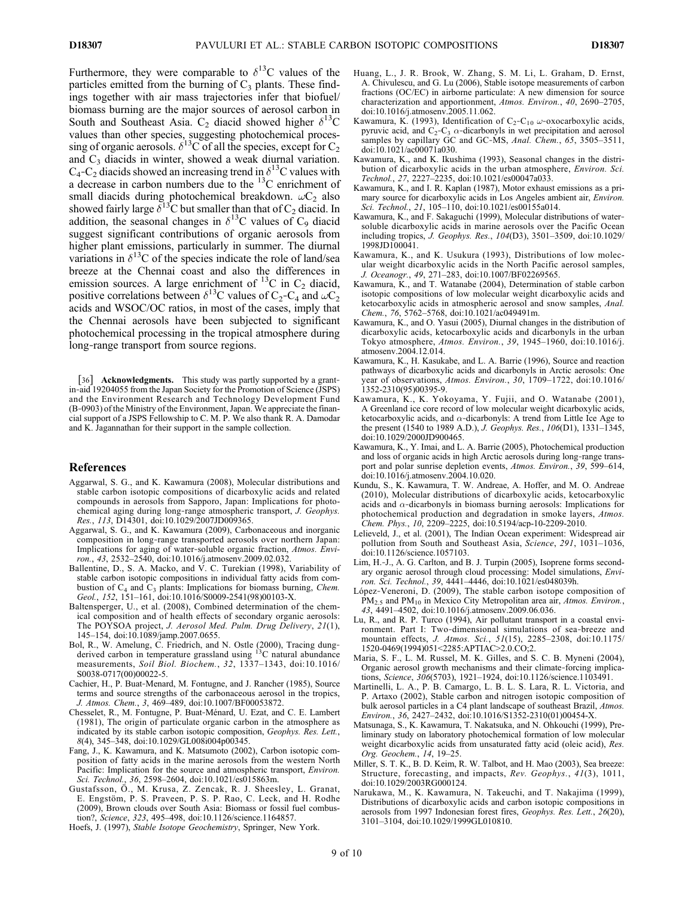Furthermore, they were comparable to $\delta^{13}C$ values of the particles emitted from the burning of $C_3$ plants. These findings together with air mass trajectories infer that biofuel/biomass burning are the major sources of aerosol carbon in South and Southeast Asia. $C_2$ diacid showed higher $\delta^{13}C$ values than other species, suggesting photochemical processing of organic aerosols. $\delta^{13}C$ of all the species, except for $C_2$ and $C_3$ diacids in winter, showed a weak diurnal variation. $C_4$-$C_2$ diacids showed an increasing trend in $\delta^{13}C$ values with a decrease in carbon numbers due to the $^{13}C$ enrichment of small diacids during photochemical breakdown. $\omega C_2$ also showed fairly large $\delta^{13}C$ but smaller than that of $C_2$ diacid. In addition, the seasonal changes in $\delta^{13}C$ values of $C_9$ diacid suggest significant contributions of organic aerosols from higher plant emissions, particularly in summer. The diurnal variations in $\delta^{13}C$ of the species indicate the role of land/sea breeze at the Chennai coast and also the differences in emission sources. A large enrichment of $^{13}C$ in $C_2$ diacid, positive correlations between $\delta^{13}C$ values of $C_2$-$C_4$ and $\omega C_2$ acids and WSOC/OC ratios, in most of the cases, imply that the Chennai aerosols have been subjected to significant photochemical processing in the tropical atmosphere during long-range transport from source regions.

[36] **Acknowledgments.** This study was partly supported by a grant-in-aid 19204055 from the Japan Society for the Promotion of Science (JSPS) and the Environment Research and Technology Development Fund (B-0903) of the Ministry of the Environment, Japan. We appreciate the financial support of a JSPS Fellowship to C. M. P. We also thank R. A. Damodar and K. Jagannathan for their support in the sample collection.

## References

Aggarwal, S. G., and K. Kawamura (2008), Molecular distributions and stable carbon isotopic compositions of dicarboxylic acids and related compounds in aerosols from Sapporo, Japan: Implications for photochemical aging during long-range atmospheric transport, *J. Geophys. Res.*, *113*, D14301, doi:10.1029/2007JD009365.

Aggarwal, S. G., and K. Kawamura (2009), Carbonaceous and inorganic composition in long-range transported aerosols over northern Japan: Implications for aging of water-soluble organic fraction, *Atmos. Environ.*, *43*, 2532–2540, doi:10.1016/j.atmosenv.2009.02.032.

Ballentine, D., S. A. Macko, and V. C. Turekian (1998), Variability of stable carbon isotopic compositions in individual fatty acids from combustion of $C_4$ and $C_3$ plants: Implications for biomass burning, *Chem. Geol.*, *152*, 151–161, doi:10.1016/S0009-2541(98)00103-X.

Baltensperger, U., et al. (2008), Combined determination of the chemical composition and of health effects of secondary organic aerosols: The POYSOA project, *J. Aerosol Med. Pulm. Drug Delivery*, *21*(1), 145–154, doi:10.1089/jamp.2007.0655.

Bol, R., W. Amelung, C. Friedrich, and N. Ostle (2000), Tracing dung-derived carbon in temperature grassland using $^{13}C$ natural abundance measurements, *Soil Biol. Biochem.*, *32*, 1337–1343, doi:10.1016/S0038-0717(00)00022-5.

Cachier, H., P. Buat-Menard, M. Fontugne, and J. Rancher (1985), Source terms and source strengths of the carbonaceous aerosol in the tropics, *J. Atmos. Chem.*, *3*, 469–489, doi:10.1007/BF00053872.

Chesselet, R., M. Fontugne, P. Buat-Ménard, U. Ezat, and C. E. Lambert (1981), The origin of particulate organic carbon in the atmosphere as indicated by its stable carbon isotopic composition, *Geophys. Res. Lett.*, *8*(4), 345–348, doi:10.1029/GL008i004p00345.

Fang, J., K. Kawamura, and K. Matsumoto (2002), Carbon isotopic composition of fatty acids in the marine aerosols from the western North Pacific: Implication for the source and atmospheric transport, *Environ. Sci. Technol.*, *36*, 2598–2604, doi:10.1021/es015863m.

Gustafsson, Ö., M. Krusa, Z. Zencak, R. J. Sheesley, L. Granat, E. Engström, P. S. Praveen, P. S. P. Rao, C. Leck, and H. Rodhe (2009), Brown clouds over South Asia: Biomass or fossil fuel combustion?, *Science*, *323*, 495–498, doi:10.1126/science.1164857.

Hoefs, J. (1997), *Stable Isotope Geochemistry*, Springer, New York.

Huang, L., J. R. Brook, W. Zhang, S. M. Li, L. Graham, D. Ernst, A. Chivulescu, and G. Lu (2006), Stable isotope measurements of carbon fractions (OC/EC) in airborne particulate: A new dimension for source characterization and apportionment, *Atmos. Environ.*, *40*, 2690–2705, doi:10.1016/j.atmosenv.2005.11.062.

Kawamura, K. (1993), Identification of $C_2$-$C_{10}$ $\omega$-oxocarboxylic acids, pyruvic acid, and $C_2$-$C_3$ $\alpha$-dicarbonyls in wet precipitation and aerosol samples by capillary GC and GC-MS, *Anal. Chem.*, *65*, 3505–3511, doi:10.1021/ac00071a030.

Kawamura, K., and K. Ikushima (1993), Seasonal changes in the distribution of dicarboxylic acids in the urban atmosphere, *Environ. Sci. Technol.*, *27*, 2227–2235, doi:10.1021/es00047a033.

Kawamura, K., and I. R. Kaplan (1987), Motor exhaust emissions as a primary source for dicarboxylic acids in Los Angeles ambient air, *Environ. Sci. Technol.*, *21*, 105–110, doi:10.1021/es00155a014.

Kawamura, K., and F. Sakaguchi (1999), Molecular distributions of water-soluble dicarboxylic acids in marine aerosols over the Pacific Ocean including tropics, *J. Geophys. Res.*, *104*(D3), 3501–3509, doi:10.1029/1998JD100041.

Kawamura, K., and K. Usukura (1993), Distributions of low molecular weight dicarboxylic acids in the North Pacific aerosol samples, *J. Oceanogr.*, *49*, 271–283, doi:10.1007/BF02269565.

Kawamura, K., and T. Watanabe (2004), Determination of stable carbon isotopic compositions of low molecular weight dicarboxylic acids and ketocarboxylic acids in atmospheric aerosol and snow samples, *Anal. Chem.*, *76*, 5762–5768, doi:10.1021/ac049491m.

Kawamura, K., and O. Yasui (2005), Diurnal changes in the distribution of dicarboxylic acids, ketocarboxylic acids and dicarbonyls in the urban Tokyo atmosphere, *Atmos. Environ.*, *39*, 1945–1960, doi:10.1016/j.atmosenv.2004.12.014.

Kawamura, K., H. Kasukabe, and L. A. Barrie (1996), Source and reaction pathways of dicarboxylic acids and dicarbonyls in Arctic aerosols: One year of observations, *Atmos. Environ.*, *30*, 1709–1722, doi:10.1016/1352-2310(95)00395-9.

Kawamura, K., K. Yokoyama, Y. Fujii, and O. Watanabe (2001), A Greenland ice core record of low molecular weight dicarboxylic acids, ketocarboxylic acids, and $\alpha$-dicarbonyls: A trend from Little Ice Age to the present (1540 to 1989 A.D.), *J. Geophys. Res.*, *106*(D1), 1331–1345, doi:10.1029/2000JD900465.

Kawamura, K., Y. Imai, and L. A. Barrie (2005), Photochemical production and loss of organic acids in high Arctic aerosols during long-range transport and polar sunrise depletion events, *Atmos. Environ.*, *39*, 599–614, doi:10.1016/j.atmosenv.2004.10.020.

Kundu, S., K. Kawamura, T. W. Andreae, A. Hoffer, and M. O. Andreae (2010), Molecular distributions of dicarboxylic acids, ketocarboxylic acids and $\alpha$-dicarbonyls in biomass burning aerosols: Implications for photochemical production and degradation in smoke layers, *Atmos. Chem. Phys.*, *10*, 2209–2225, doi:10.5194/acp-10-2209-2010.

Lelieveld, J., et al. (2001), The Indian Ocean experiment: Widespread air pollution from South and Southeast Asia, *Science*, *291*, 1031–1036, doi:10.1126/science.1057103.

Lim, H.-J., A. G. Carlton, and B. J. Turpin (2005), Isoprene forms secondary organic aerosol through cloud processing: Model simulations, *Environ. Sci. Technol.*, *39*, 4441–4446, doi:10.1021/es048039h.

López-Veneroni, D. (2009), The stable carbon isotope composition of $PM_{2.5}$ and $PM_{10}$ in Mexico City Metropolitan area air, *Atmos. Environ.*, *43*, 4491–4502, doi:10.1016/j.atmosenv.2009.06.036.

Lu, R., and R. P. Turco (1994), Air pollutant transport in a coastal environment. Part I: Two-dimensional simulations of sea-breeze and mountain effects, *J. Atmos. Sci.*, *51*(15), 2285–2308, doi:10.1175/1520-0469(1994)051<2285:APTIAC>2.0.CO;2.

Maria, S. F., L. M. Russel, M. K. Gilles, and S. C. B. Myneni (2004), Organic aerosol growth mechanisms and their climate-forcing implications, *Science*, *306*(5703), 1921–1924, doi:10.1126/science.1103491.

Martinelli, L. A., P. B. Camargo, L. B. L. S. Lara, R. L. Victoria, and P. Artaxo (2002), Stable carbon and nitrogen isotopic composition of bulk aerosol particles in a C4 plant landscape of southeast Brazil, *Atmos. Environ.*, *36*, 2427–2432, doi:10.1016/S1352-2310(01)00454-X.

Matsunaga, S., K. Kawamura, T. Nakatsuka, and N. Ohkouchi (1999), Preliminary study on laboratory photochemical formation of low molecular weight dicarboxylic acids from unsaturated fatty acid (oleic acid), *Res. Org. Geochem.*, *14*, 19–25.

Miller, S. T. K., B. D. Keim, R. W. Talbot, and H. Mao (2003), Sea breeze: Structure, forecasting, and impacts, *Rev. Geophys.*, *41*(3), 1011, doi:10.1029/2003RG000124.

Narukawa, M., K. Kawamura, N. Takeuchi, and T. Nakajima (1999), Distributions of dicarboxylic acids and carbon isotopic compositions in aerosols from 1997 Indonesian forest fires, *Geophys. Res. Lett.*, *26*(20), 3101–3104, doi:10.1029/1999GL010810.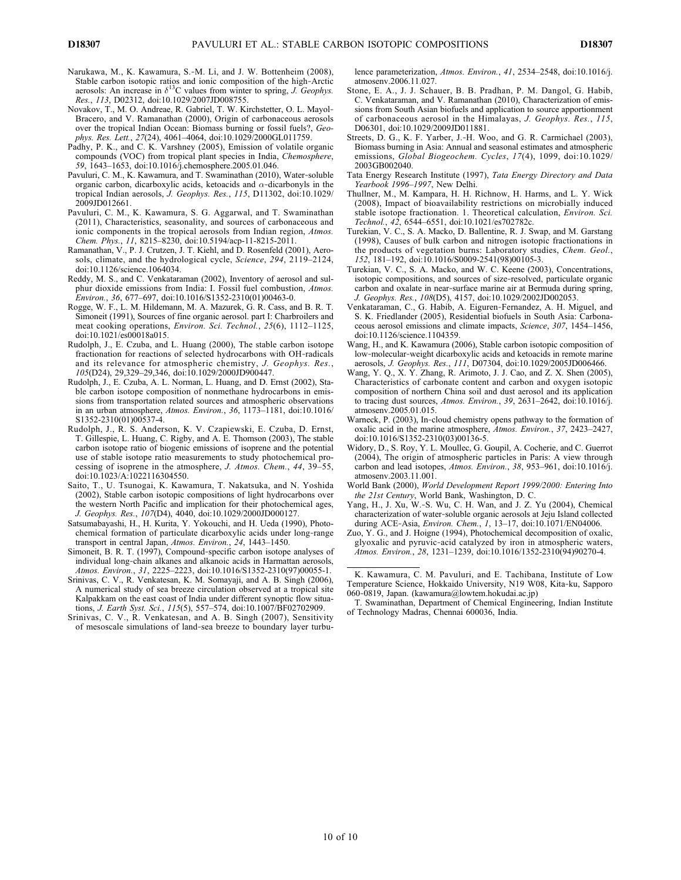Narukawa, M., K. Kawamura, S.-M. Li, and J. W. Bottenheim (2008), Stable carbon isotopic ratios and ionic composition of the high-Arctic aerosols: An increase in $\delta^{13}C$ values from winter to spring, *J. Geophys. Res.*, *113*, D02312, doi:10.1029/2007JD008755.

Novakov, T., M. O. Andreae, R. Gabriel, T. W. Kirchstetter, O. L. Mayol-Bracero, and V. Ramanathan (2000), Origin of carbonaceous aerosols over the tropical Indian Ocean: Biomass burning or fossil fuels?, *Geophys. Res. Lett.*, *27*(24), 4061–4064, doi:10.1029/2000GL011759.

Padhy, P. K., and C. K. Varshney (2005), Emission of volatile organic compounds (VOC) from tropical plant species in India, *Chemosphere*, *59*, 1643–1653, doi:10.1016/j.chemosphere.2005.01.046.

Pavuluri, C. M., K. Kawamura, and T. Swaminathan (2010), Water-soluble organic carbon, dicarboxylic acids, ketoacids and $\alpha$-dicarbonyls in the tropical Indian aerosols, *J. Geophys. Res.*, *115*, D11302, doi:10.1029/2009JD012661.

Pavuluri, C. M., K. Kawamura, S. G. Aggarwal, and T. Swaminathan (2011), Characteristics, seasonality, and sources of carbonaceous and ionic components in the tropical aerosols from Indian region, *Atmos. Chem. Phys.*, *11*, 8215–8230, doi:10.5194/acp-11-8215-2011.

Ramanathan, V., P. J. Crutzen, J. T. Kiehl, and D. Rosenfeld (2001), Aerosols, climate, and the hydrological cycle, *Science*, *294*, 2119–2124, doi:10.1126/science.1064034.

Reddy, M. S., and C. Venkataraman (2002), Inventory of aerosol and sulphur dioxide emissions from India: I. Fossil fuel combustion, *Atmos. Environ.*, *36*, 677–697, doi:10.1016/S1352-2310(01)00463-0.

Rogge, W. F., L. M. Hildemann, M. A. Mazurek, G. R. Cass, and B. R. T. Simoneit (1991), Sources of fine organic aerosol. part I: Charbroilers and meat cooking operations, *Environ. Sci. Technol.*, *25*(6), 1112–1125, doi:10.1021/es00018a015.

Rudolph, J., E. Czuba, and L. Huang (2000), The stable carbon isotope fractionation for reactions of selected hydrocarbons with OH-radicals and its relevance for atmospheric chemistry, *J. Geophys. Res.*, *105*(D24), 29,329–29,346, doi:10.1029/2000JD900447.

Rudolph, J., E. Czuba, A. L. Norman, L. Huang, and D. Ernst (2002), Stable carbon isotope composition of nonmethane hydrocarbons in emissions from transportation related sources and atmospheric observations in an urban atmosphere, *Atmos. Environ.*, *36*, 1173–1181, doi:10.1016/S1352-2310(01)00537-4.

Rudolph, J., R. S. Anderson, K. V. Czapiewski, E. Czuba, D. Ernst, T. Gillespie, L. Huang, C. Rigby, and A. E. Thomson (2003), The stable carbon isotope ratio of biogenic emissions of isoprene and the potential use of stable isotope ratio measurements to study photochemical processing of isoprene in the atmosphere, *J. Atmos. Chem.*, *44*, 39–55, doi:10.1023/A:1022116304550.

Saito, T., U. Tsunogai, K. Kawamura, T. Nakatsuka, and N. Yoshida (2002), Stable carbon isotopic compositions of light hydrocarbons over the western North Pacific and implication for their photochemical ages, *J. Geophys. Res.*, *107*(D4), 4040, doi:10.1029/2000JD000127.

Satsumabayashi, H., H. Kurita, Y. Yokouchi, and H. Ueda (1990), Photochemical formation of particulate dicarboxylic acids under long-range transport in central Japan, *Atmos. Environ.*, *24*, 1443–1450.

Simoneit, B. R. T. (1997), Compound-specific carbon isotope analyses of individual long-chain alkanes and alkanoic acids in Harmattan aerosols, *Atmos. Environ.*, *31*, 2225–2223, doi:10.1016/S1352-2310(97)00055-1.

Srinivas, C. V., R. Venkatesan, K. M. Somayaji, and A. B. Singh (2006), A numerical study of sea breeze circulation observed at a tropical site Kalpakkam on the east coast of India under different synoptic flow situations, *J. Earth Syst. Sci.*, *115*(5), 557–574, doi:10.1007/BF02702909.

Srinivas, C. V., R. Venkatesan, and A. B. Singh (2007), Sensitivity of mesoscale simulations of land-sea breeze to boundary layer turbulence parameterization, *Atmos. Environ.*, *41*, 2534–2548, doi:10.1016/j.atmosenv.2006.11.027.

Stone, E. A., J. J. Schauer, B. B. Pradhan, P. M. Dangol, G. Habib, C. Venkataraman, and V. Ramanathan (2010), Characterization of emissions from South Asian biofuels and application to source apportionment of carbonaceous aerosol in the Himalayas, *J. Geophys. Res.*, *115*, D06301, doi:10.1029/2009JD011881.

Streets, D. G., K. F. Yarber, J.-H. Woo, and G. R. Carmichael (2003), Biomass burning in Asia: Annual and seasonal estimates and atmospheric emissions, *Global Biogeochem. Cycles*, *17*(4), 1099, doi:10.1029/2003GB002040.

Tata Energy Research Institute (1997), *Tata Energy Directory and Data Yearbook 1996–1997*, New Delhi.

Thullner, M., M. Kampara, H. H. Richnow, H. Harms, and L. Y. Wick (2008), Impact of bioavailability restrictions on microbially induced stable isotope fractionation. 1. Theoretical calculation, *Environ. Sci. Technol.*, *42*, 6544–6551, doi:10.1021/es702782c.

Turekian, V. C., S. A. Macko, D. Ballentine, R. J. Swap, and M. Garstang (1998), Causes of bulk carbon and nitrogen isotopic fractionations in the products of vegetation burns: Laboratory studies, *Chem. Geol.*, *152*, 181–192, doi:10.1016/S0009-2541(98)00105-3.

Turekian, V. C., S. A. Macko, and W. C. Keene (2003), Concentrations, isotopic compositions, and sources of size-resolved, particulate organic carbon and oxalate in near-surface marine air at Bermuda during spring, *J. Geophys. Res.*, *108*(D5), 4157, doi:10.1029/2002JD002053.

Venkataraman, C., G. Habib, A. Eiguren-Fernandez, A. H. Miguel, and S. K. Friedlander (2005), Residential biofuels in South Asia: Carbonaceous aerosol emissions and climate impacts, *Science*, *307*, 1454–1456, doi:10.1126/science.1104359.

Wang, H., and K. Kawamura (2006), Stable carbon isotopic composition of low-molecular-weight dicarboxylic acids and ketoacids in remote marine aerosols, *J. Geophys. Res.*, *111*, D07304, doi:10.1029/2005JD006466.

Wang, Y. Q., X. Y. Zhang, R. Arimoto, J. J. Cao, and Z. X. Shen (2005), Characteristics of carbonate content and carbon and oxygen isotopic composition of northern China soil and dust aerosol and its application to tracing dust sources, *Atmos. Environ.*, *39*, 2631–2642, doi:10.1016/j.atmosenv.2005.01.015.

Warneck, P. (2003), In-cloud chemistry opens pathway to the formation of oxalic acid in the marine atmosphere, *Atmos. Environ.*, *37*, 2423–2427, doi:10.1016/S1352-2310(03)00136-5.

Widory, D., S. Roy, Y. L. Moullec, G. Goupil, A. Cocherie, and C. Guerrot (2004), The origin of atmospheric particles in Paris: A view through carbon and lead isotopes, *Atmos. Environ.*, *38*, 953–961, doi:10.1016/j.atmosenv.2003.11.001.

World Bank (2000), *World Development Report 1999/2000: Entering Into the 21st Century*, World Bank, Washington, D. C.

Yang, H., J. Xu, W.-S. Wu, C. H. Wan, and J. Z. Yu (2004), Chemical characterization of water-soluble organic aerosols at Jeju Island collected during ACE-Asia, *Environ. Chem.*, *1*, 13–17, doi:10.1071/EN04006.

Zuo, Y. G., and J. Hoigne (1994), Photochemical decomposition of oxalic, glyoxalic and pyruvic-acid catalyzed by iron in atmospheric waters, *Atmos. Environ.*, *28*, 1231–1239, doi:10.1016/1352-2310(94)90270-4.

---

K. Kawamura, C. M. Pavuluri, and E. Tachibana, Institute of Low Temperature Science, Hokkaido University, N19 W08, Kita-ku, Sapporo 060-0819, Japan. (kawamura@lowtem.hokudai.ac.jp)

T. Swaminathan, Department of Chemical Engineering, Indian Institute of Technology Madras, Chennai 600036, India.